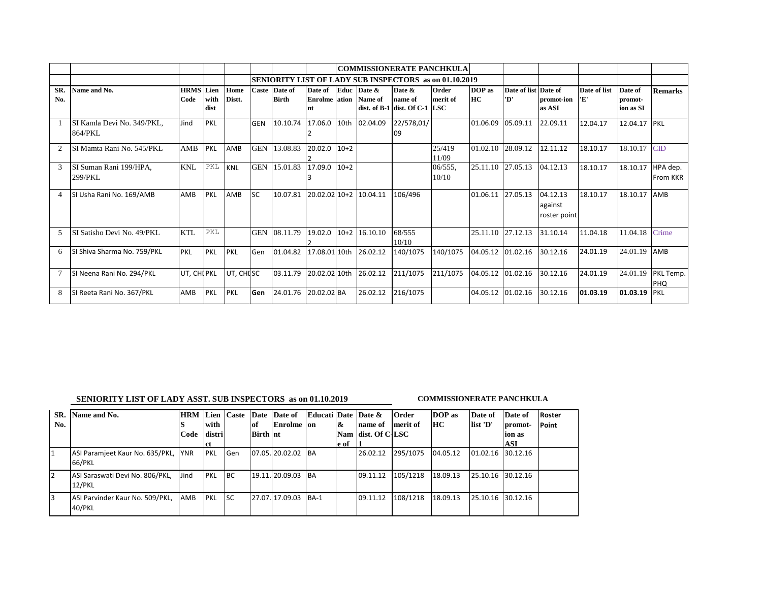## COMMISSIONERATE PANCHKULA

### SENIORITY LIST OF LADY SUB INSPECTORS as on 01.10.2019

| SR. No. | Name and No. | HRMS Code | Lien with dist | Home Distt. | Caste | Date of Birth | Date of Enrolment | Education | Date & Name of dist. of B-1 | Date & name of dist. Of C-1 | Order merit of LSC | DOP as HC | Date of list 'D' | Date of promot-ion as ASI | Date of list 'E' | Date of promot-ion as SI | Remarks |
|---|---|---|---|---|---|---|---|---|---|---|---|---|---|---|---|---|---|
| 1 | SI Kamla Devi No. 349/PKL, 864/PKL | Jind | PKL | | GEN | 10.10.74 | 17.06.02 | 10th | 02.04.09 | 22/578,01/09 | | 01.06.09 | 05.09.11 | 22.09.11 | 12.04.17 | 12.04.17 | PKL |
| 2 | SI Mamta Rani No. 545/PKL | AMB | PKL | AMB | GEN | 13.08.83 | 20.02.02 | 10+2 | | | 25/419 11/09 | 01.02.10 | 28.09.12 | 12.11.12 | 18.10.17 | 18.10.17 | CID |
| 3 | SI Suman Rani 199/HPA, 299/PKL | KNL | PKL | KNL | GEN | 15.01.83 | 17.09.03 | 10+2 | | | 06/555, 10/10 | 25.11.10 | 27.05.13 | 04.12.13 | 18.10.17 | 18.10.17 | HPA dep. From KKR |
| 4 | SI Usha Rani No. 169/AMB | AMB | PKL | AMB | SC | 10.07.81 | 20.02.02 | 10+2 | 10.04.11 | 106/496 | | 01.06.11 | 27.05.13 | 04.12.13 against roster point | 18.10.17 | 18.10.17 | AMB |
| 5 | SI Satisho Devi No. 49/PKL | KTL | PKL | | GEN | 08.11.79 | 19.02.02 | 10+2 | 16.10.10 | 68/555 10/10 | | 25.11.10 | 27.12.13 | 31.10.14 | 11.04.18 | 11.04.18 | Crime |
| 6 | SI Shiva Sharma No. 759/PKL | PKL | PKL | PKL | Gen | 01.04.82 | 17.08.01 | 10th | 26.02.12 | 140/1075 | 140/1075 | 04.05.12 | 01.02.16 | 30.12.16 | 24.01.19 | 24.01.19 | AMB |
| 7 | SI Neena Rani No. 294/PKL | UT, CHD | PKL | UT, CHD | SC | 03.11.79 | 20.02.02 | 10th | 26.02.12 | 211/1075 | 211/1075 | 04.05.12 | 01.02.16 | 30.12.16 | 24.01.19 | 24.01.19 | PKL Temp. PHQ |
| 8 | SI Reeta Rani No. 367/PKL | AMB | PKL | PKL | **Gen** | 24.01.76 | 20.02.02 | BA | 26.02.12 | 216/1075 | | 04.05.12 | 01.02.16 | 30.12.16 | **01.03.19** | **01.03.19** | PKL |

### SENIORITY LIST OF LADY ASST. SUB INSPECTORS as on 01.10.2019

**COMMISSIONERATE PANCHKULA**

| SR. No. | Name and No. | HRMS Code | Lien with district | Caste | Date of Birth | Date of Enrolment | Education | Date & Name of | Date & name of dist. Of C-1 | Order merit of LSC | DOP as HC | Date of list 'D' | Date of promot-ion as ASI | Roster Point |
|---|---|---|---|---|---|---|---|---|---|---|---|---|---|---|
| 1 | ASI Paramjeet Kaur No. 635/PKL, 66/PKL | YNR | PKL | Gen | 07.05. | 20.02.02 | BA | | 26.02.12 | 295/1075 | 04.05.12 | 01.02.16 | 30.12.16 | |
| 2 | ASI Saraswati Devi No. 806/PKL, 12/PKL | Jind | PKL | BC | 19.11. | 20.09.03 | BA | | 09.11.12 | 105/1218 | 18.09.13 | 25.10.16 | 30.12.16 | |
| 3 | ASI Parvinder Kaur No. 509/PKL, 40/PKL | AMB | PKL | SC | 27.07. | 17.09.03 | BA-1 | | 09.11.12 | 108/1218 | 18.09.13 | 25.10.16 | 30.12.16 | |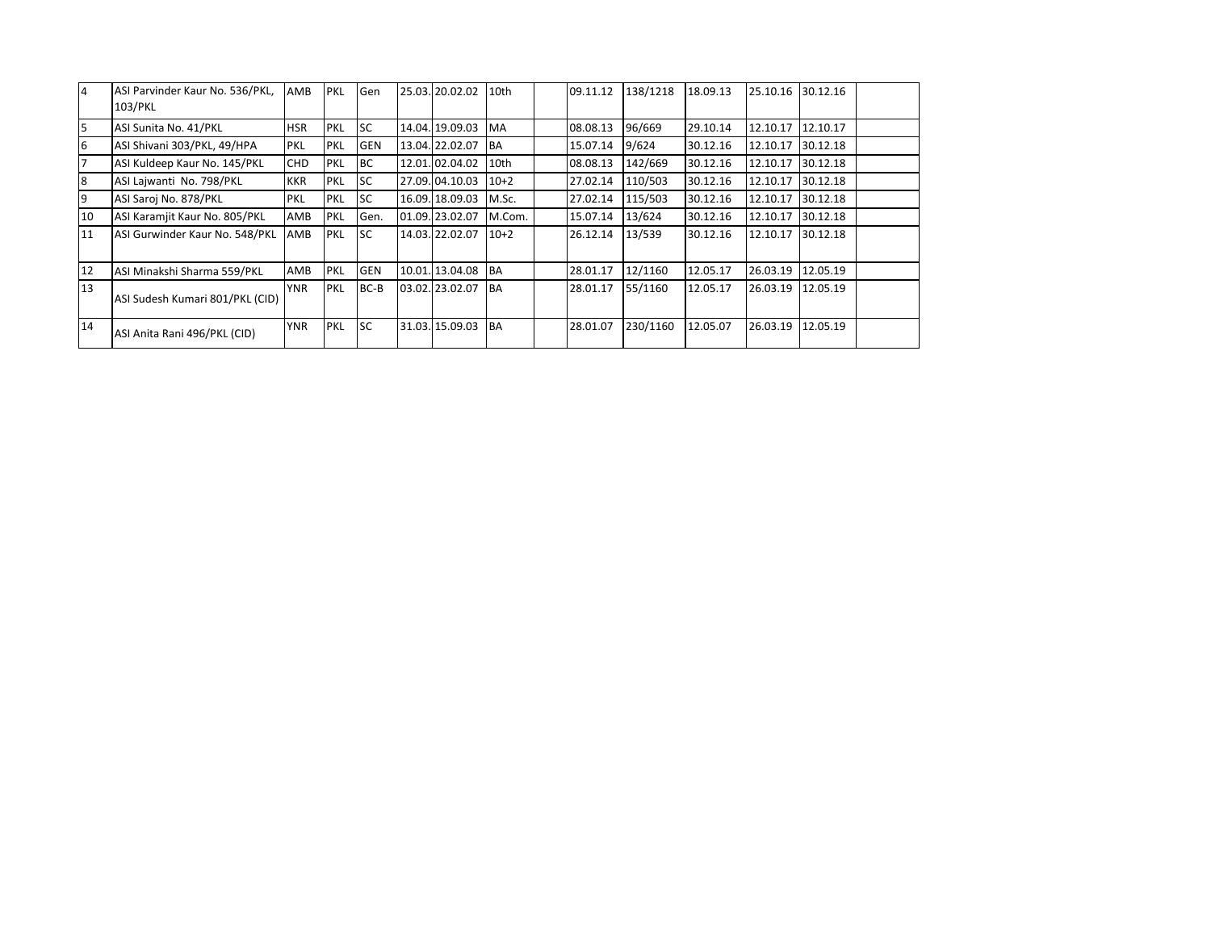| | | | | | | | | | | | | | | |
|---|---|---|---|---|---|---|---|---|---|---|---|---|---|---|
| 4 | ASI Parvinder Kaur No. 536/PKL, 103/PKL | AMB | PKL | Gen | 25.03. | 20.02.02 | 10th | | 09.11.12 | 138/1218 | 18.09.13 | 25.10.16 | 30.12.16 | |
| 5 | ASI Sunita No. 41/PKL | HSR | PKL | SC | 14.04. | 19.09.03 | MA | | 08.08.13 | 96/669 | 29.10.14 | 12.10.17 | 12.10.17 | |
| 6 | ASI Shivani 303/PKL, 49/HPA | PKL | PKL | GEN | 13.04. | 22.02.07 | BA | | 15.07.14 | 9/624 | 30.12.16 | 12.10.17 | 30.12.18 | |
| 7 | ASI Kuldeep Kaur No. 145/PKL | CHD | PKL | BC | 12.01. | 02.04.02 | 10th | | 08.08.13 | 142/669 | 30.12.16 | 12.10.17 | 30.12.18 | |
| 8 | ASI Lajwanti No. 798/PKL | KKR | PKL | SC | 27.09. | 04.10.03 | 10+2 | | 27.02.14 | 110/503 | 30.12.16 | 12.10.17 | 30.12.18 | |
| 9 | ASI Saroj No. 878/PKL | PKL | PKL | SC | 16.09. | 18.09.03 | M.Sc. | | 27.02.14 | 115/503 | 30.12.16 | 12.10.17 | 30.12.18 | |
| 10 | ASI Karamjit Kaur No. 805/PKL | AMB | PKL | Gen. | 01.09. | 23.02.07 | M.Com. | | 15.07.14 | 13/624 | 30.12.16 | 12.10.17 | 30.12.18 | |
| 11 | ASI Gurwinder Kaur No. 548/PKL | AMB | PKL | SC | 14.03. | 22.02.07 | 10+2 | | 26.12.14 | 13/539 | 30.12.16 | 12.10.17 | 30.12.18 | |
| 12 | ASI Minakshi Sharma 559/PKL | AMB | PKL | GEN | 10.01. | 13.04.08 | BA | | 28.01.17 | 12/1160 | 12.05.17 | 26.03.19 | 12.05.19 | |
| 13 | ASI Sudesh Kumari 801/PKL (CID) | YNR | PKL | BC-B | 03.02. | 23.02.07 | BA | | 28.01.17 | 55/1160 | 12.05.17 | 26.03.19 | 12.05.19 | |
| 14 | ASI Anita Rani 496/PKL (CID) | YNR | PKL | SC | 31.03. | 15.09.03 | BA | | 28.01.07 | 230/1160 | 12.05.07 | 26.03.19 | 12.05.19 | |